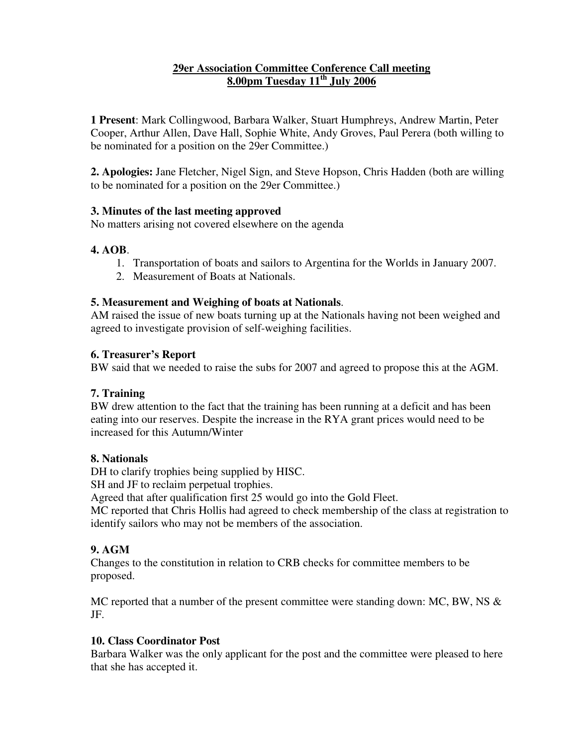# 29er Association Committee Conference Call meeting
## 8.00pm Tuesday 11th July 2006

**1 Present**: Mark Collingwood, Barbara Walker, Stuart Humphreys, Andrew Martin, Peter Cooper, Arthur Allen, Dave Hall, Sophie White, Andy Groves, Paul Perera (both willing to be nominated for a position on the 29er Committee.)

**2. Apologies:** Jane Fletcher, Nigel Sign, and Steve Hopson, Chris Hadden (both are willing to be nominated for a position on the 29er Committee.)

**3. Minutes of the last meeting approved**

No matters arising not covered elsewhere on the agenda

**4. AOB**.

1. Transportation of boats and sailors to Argentina for the Worlds in January 2007.
2. Measurement of Boats at Nationals.

**5. Measurement and Weighing of boats at Nationals**.

AM raised the issue of new boats turning up at the Nationals having not been weighed and agreed to investigate provision of self-weighing facilities.

**6. Treasurer's Report**

BW said that we needed to raise the subs for 2007 and agreed to propose this at the AGM.

**7. Training**

BW drew attention to the fact that the training has been running at a deficit and has been eating into our reserves. Despite the increase in the RYA grant prices would need to be increased for this Autumn/Winter

**8. Nationals**

DH to clarify trophies being supplied by HISC.

SH and JF to reclaim perpetual trophies.

Agreed that after qualification first 25 would go into the Gold Fleet.

MC reported that Chris Hollis had agreed to check membership of the class at registration to identify sailors who may not be members of the association.

**9. AGM**

Changes to the constitution in relation to CRB checks for committee members to be proposed.

MC reported that a number of the present committee were standing down: MC, BW, NS & JF.

**10. Class Coordinator Post**

Barbara Walker was the only applicant for the post and the committee were pleased to here that she has accepted it.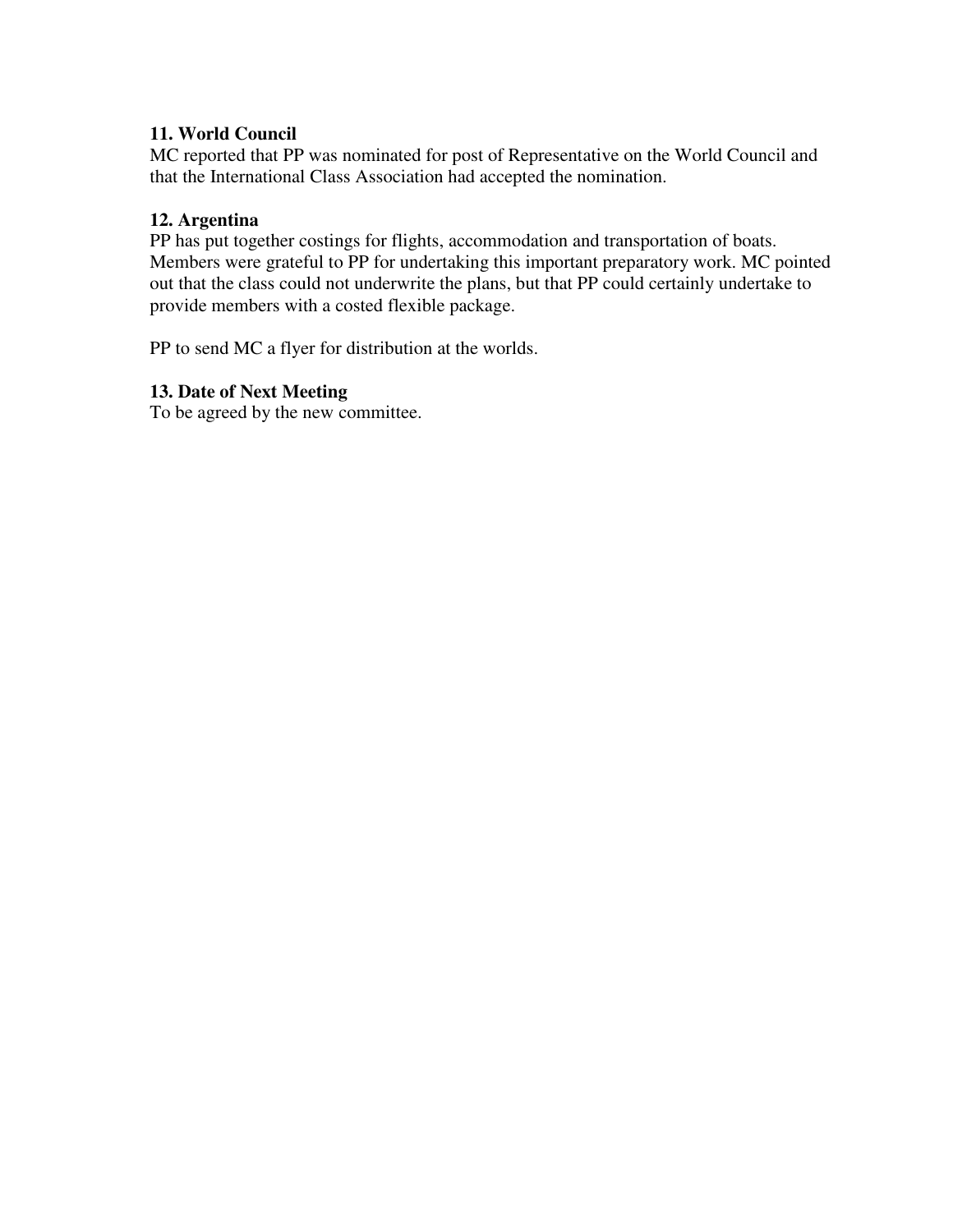**11. World Council**

MC reported that PP was nominated for post of Representative on the World Council and that the International Class Association had accepted the nomination.

**12. Argentina**

PP has put together costings for flights, accommodation and transportation of boats. Members were grateful to PP for undertaking this important preparatory work. MC pointed out that the class could not underwrite the plans, but that PP could certainly undertake to provide members with a costed flexible package.

PP to send MC a flyer for distribution at the worlds.

**13. Date of Next Meeting**

To be agreed by the new committee.